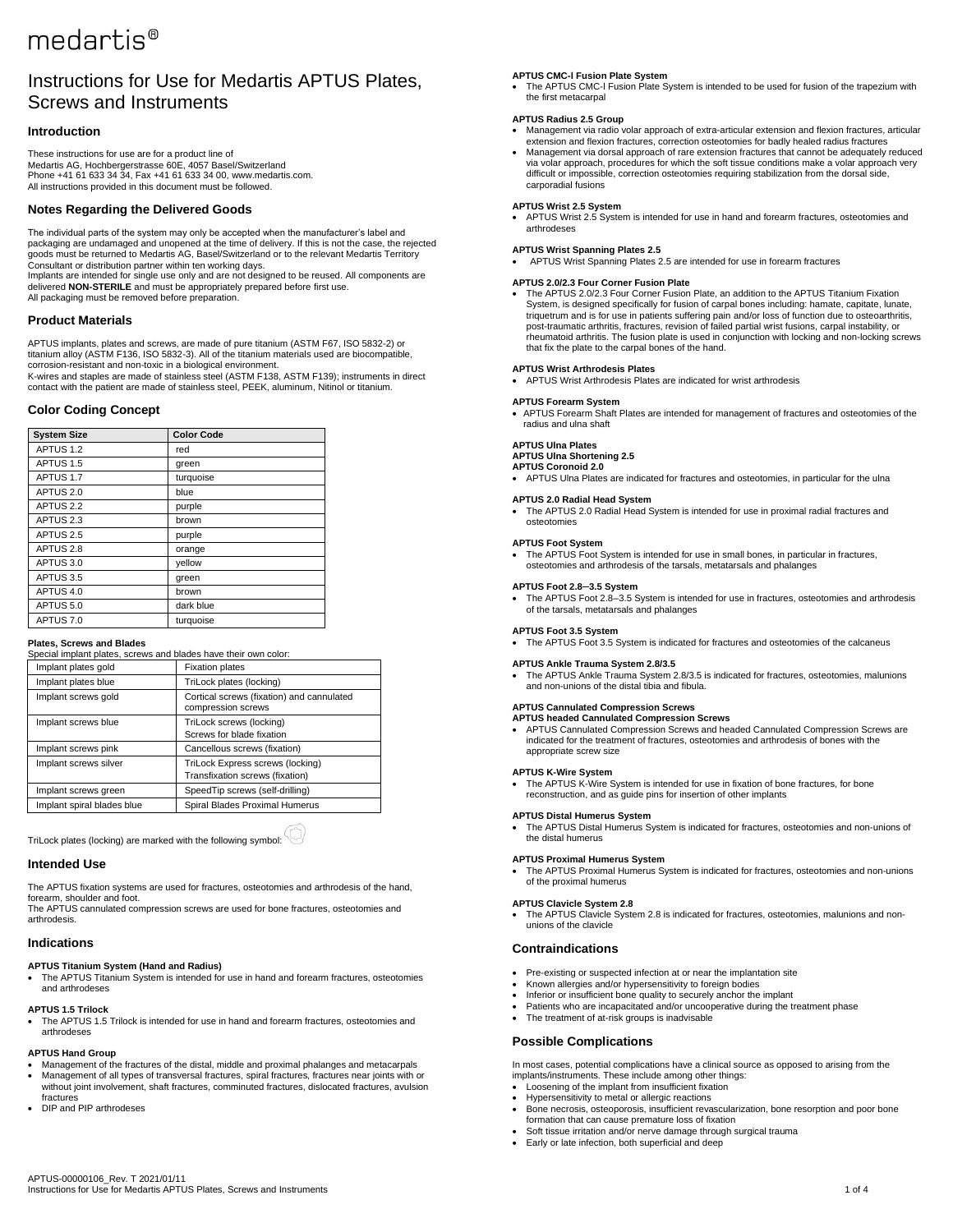medartis®

# Instructions for Use for Medartis APTUS Plates, Screws and Instruments

## Introduction

These instructions for use are for a product line of
Medartis AG, Hochbergerstrasse 60E, 4057 Basel/Switzerland
Phone +41 61 633 34 34, Fax +41 61 633 34 00, www.medartis.com.
All instructions provided in this document must be followed.

## Notes Regarding the Delivered Goods

The individual parts of the system may only be accepted when the manufacturer's label and packaging are undamaged and unopened at the time of delivery. If this is not the case, the rejected goods must be returned to Medartis AG, Basel/Switzerland or to the relevant Medartis Territory Consultant or distribution partner within ten working days.
Implants are intended for single use only and are not designed to be reused. All components are delivered **NON-STERILE** and must be appropriately prepared before first use.
All packaging must be removed before preparation.

## Product Materials

APTUS implants, plates and screws, are made of pure titanium (ASTM F67, ISO 5832-2) or titanium alloy (ASTM F136, ISO 5832-3). All of the titanium materials used are biocompatible, corrosion-resistant and non-toxic in a biological environment.
K-wires and staples are made of stainless steel (ASTM F138, ASTM F139); instruments in direct contact with the patient are made of stainless steel, PEEK, aluminum, Nitinol or titanium.

## Color Coding Concept

| System Size | Color Code |
|---|---|
| APTUS 1.2 | red |
| APTUS 1.5 | green |
| APTUS 1.7 | turquoise |
| APTUS 2.0 | blue |
| APTUS 2.2 | purple |
| APTUS 2.3 | brown |
| APTUS 2.5 | purple |
| APTUS 2.8 | orange |
| APTUS 3.0 | yellow |
| APTUS 3.5 | green |
| APTUS 4.0 | brown |
| APTUS 5.0 | dark blue |
| APTUS 7.0 | turquoise |

**Plates, Screws and Blades**
Special implant plates, screws and blades have their own color:

| | |
|---|---|
| Implant plates gold | Fixation plates |
| Implant plates blue | TriLock plates (locking) |
| Implant screws gold | Cortical screws (fixation) and cannulated compression screws |
| Implant screws blue | TriLock screws (locking)<br>Screws for blade fixation |
| Implant screws pink | Cancellous screws (fixation) |
| Implant screws silver | TriLock Express screws (locking)<br>Transfixation screws (fixation) |
| Implant screws green | SpeedTip screws (self-drilling) |
| Implant spiral blades blue | Spiral Blades Proximal Humerus |

TriLock plates (locking) are marked with the following symbol:

## Intended Use

The APTUS fixation systems are used for fractures, osteotomies and arthrodesis of the hand, forearm, shoulder and foot.
The APTUS cannulated compression screws are used for bone fractures, osteotomies and arthrodesis.

## Indications

**APTUS Titanium System (Hand and Radius)**
- The APTUS Titanium System is intended for use in hand and forearm fractures, osteotomies and arthrodeses

**APTUS 1.5 Trilock**
- The APTUS 1.5 Trilock is intended for use in hand and forearm fractures, osteotomies and arthrodeses

**APTUS Hand Group**
- Management of the fractures of the distal, middle and proximal phalanges and metacarpals
- Management of all types of transversal fractures, spiral fractures, fractures near joints with or without joint involvement, shaft fractures, comminuted fractures, dislocated fractures, avulsion fractures
- DIP and PIP arthrodeses

**APTUS CMC-I Fusion Plate System**
- The APTUS CMC-I Fusion Plate System is intended to be used for fusion of the trapezium with the first metacarpal

**APTUS Radius 2.5 Group**
- Management via radio volar approach of extra-articular extension and flexion fractures, articular extension and flexion fractures, correction osteotomies for badly healed radius fractures
- Management via dorsal approach of rare extension fractures that cannot be adequately reduced via volar approach, procedures for which the soft tissue conditions make a volar approach very difficult or impossible, correction osteotomies requiring stabilization from the dorsal side, carporadial fusions

**APTUS Wrist 2.5 System**
- APTUS Wrist 2.5 System is intended for use in hand and forearm fractures, osteotomies and arthrodeses

**APTUS Wrist Spanning Plates 2.5**
- APTUS Wrist Spanning Plates 2.5 are intended for use in forearm fractures

**APTUS 2.0/2.3 Four Corner Fusion Plate**
- The APTUS 2.0/2.3 Four Corner Fusion Plate, an addition to the APTUS Titanium Fixation System, is designed specifically for fusion of carpal bones including: hamate, capitate, lunate, triquetrum and is for use in patients suffering pain and/or loss of function due to osteoarthritis, post-traumatic arthritis, fractures, revision of failed partial wrist fusions, carpal instability, or rheumatoid arthritis. The fusion plate is used in conjunction with locking and non-locking screws that fix the plate to the carpal bones of the hand.

**APTUS Wrist Arthrodesis Plates**
- APTUS Wrist Arthrodesis Plates are indicated for wrist arthrodesis

**APTUS Forearm System**
- APTUS Forearm Shaft Plates are intended for management of fractures and osteotomies of the radius and ulna shaft

**APTUS Ulna Plates**
**APTUS Ulna Shortening 2.5**
**APTUS Coronoid 2.0**
- APTUS Ulna Plates are indicated for fractures and osteotomies, in particular for the ulna

**APTUS 2.0 Radial Head System**
- The APTUS 2.0 Radial Head System is intended for use in proximal radial fractures and osteotomies

**APTUS Foot System**
- The APTUS Foot System is intended for use in small bones, in particular in fractures, osteotomies and arthrodesis of the tarsals, metatarsals and phalanges

**APTUS Foot 2.8–3.5 System**
- The APTUS Foot 2.8–3.5 System is intended for use in fractures, osteotomies and arthrodesis of the tarsals, metatarsals and phalanges

**APTUS Foot 3.5 System**
- The APTUS Foot 3.5 System is indicated for fractures and osteotomies of the calcaneus

**APTUS Ankle Trauma System 2.8/3.5**
- The APTUS Ankle Trauma System 2.8/3.5 is indicated for fractures, osteotomies, malunions and non-unions of the distal tibia and fibula.

**APTUS Cannulated Compression Screws**
**APTUS headed Cannulated Compression Screws**
- APTUS Cannulated Compression Screws and headed Cannulated Compression Screws are indicated for the treatment of fractures, osteotomies and arthrodesis of bones with the appropriate screw size

**APTUS K-Wire System**
- The APTUS K-Wire System is intended for use in fixation of bone fractures, for bone reconstruction, and as guide pins for insertion of other implants

**APTUS Distal Humerus System**
- The APTUS Distal Humerus System is indicated for fractures, osteotomies and non-unions of the distal humerus

**APTUS Proximal Humerus System**
- The APTUS Proximal Humerus System is indicated for fractures, osteotomies and non-unions of the proximal humerus

**APTUS Clavicle System 2.8**
- The APTUS Clavicle System 2.8 is indicated for fractures, osteotomies, malunions and non-unions of the clavicle

## Contraindications

- Pre-existing or suspected infection at or near the implantation site
- Known allergies and/or hypersensitivity to foreign bodies
- Inferior or insufficient bone quality to securely anchor the implant
- Patients who are incapacitated and/or uncooperative during the treatment phase
- The treatment of at-risk groups is inadvisable

## Possible Complications

In most cases, potential complications have a clinical source as opposed to arising from the implants/instruments. These include among other things:
- Loosening of the implant from insufficient fixation
- Hypersensitivity to metal or allergic reactions
- Bone necrosis, osteoporosis, insufficient revascularization, bone resorption and poor bone formation that can cause premature loss of fixation
- Soft tissue irritation and/or nerve damage through surgical trauma
- Early or late infection, both superficial and deep

APTUS-00000106_Rev. T 2021/01/11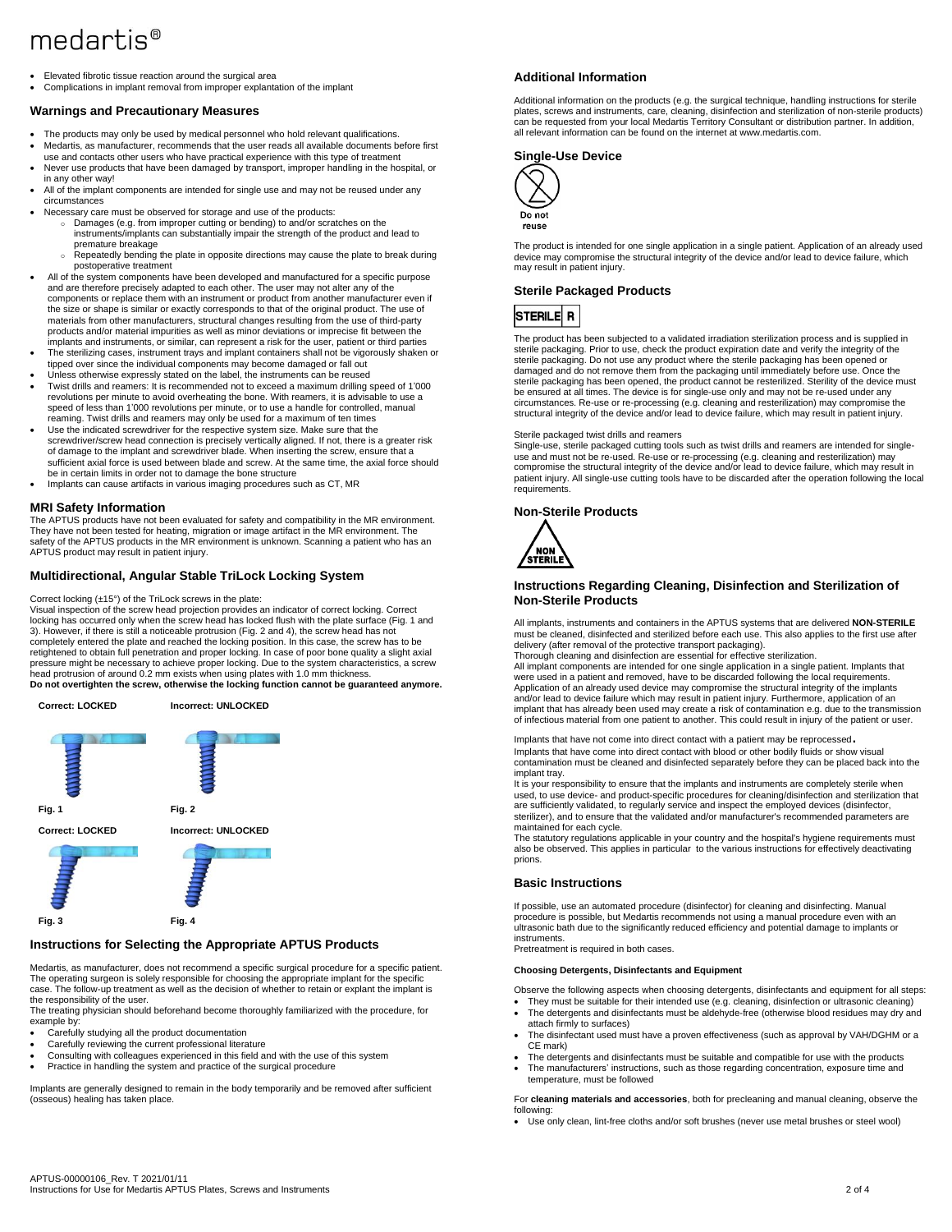- Elevated fibrotic tissue reaction around the surgical area
- Complications in implant removal from improper explantation of the implant

## Warnings and Precautionary Measures

- The products may only be used by medical personnel who hold relevant qualifications.
- Medartis, as manufacturer, recommends that the user reads all available documents before first use and contacts other users who have practical experience with this type of treatment
- Never use products that have been damaged by transport, improper handling in the hospital, or in any other way!
- All of the implant components are intended for single use and may not be reused under any circumstances
- Necessary care must be observed for storage and use of the products:
  - Damages (e.g. from improper cutting or bending) to and/or scratches on the instruments/implants can substantially impair the strength of the product and lead to premature breakage
  - Repeatedly bending the plate in opposite directions may cause the plate to break during postoperative treatment
- All of the system components have been developed and manufactured for a specific purpose and are therefore precisely adapted to each other. The user may not alter any of the components or replace them with an instrument or product from another manufacturer even if the size or shape is similar or exactly corresponds to that of the original product. The use of materials from other manufacturers, structural changes resulting from the use of third-party products and/or material impurities as well as minor deviations or imprecise fit between the implants and instruments, or similar, can represent a risk for the user, patient or third parties
- The sterilizing cases, instrument trays and implant containers shall not be vigorously shaken or tipped over since the individual components may become damaged or fall out
- Unless otherwise expressly stated on the label, the instruments can be reused
- Twist drills and reamers: It is recommended not to exceed a maximum drilling speed of 1'000 revolutions per minute to avoid overheating the bone. With reamers, it is advisable to use a speed of less than 1'000 revolutions per minute, or to use a handle for controlled, manual reaming. Twist drills and reamers may only be used for a maximum of ten times
- Use the indicated screwdriver for the respective system size. Make sure that the screwdriver/screw head connection is precisely vertically aligned. If not, there is a greater risk of damage to the implant and screwdriver blade. When inserting the screw, ensure that a sufficient axial force is used between blade and screw. At the same time, the axial force should be in certain limits in order not to damage the bone structure
- Implants can cause artifacts in various imaging procedures such as CT, MR

## MRI Safety Information

The APTUS products have not been evaluated for safety and compatibility in the MR environment. They have not been tested for heating, migration or image artifact in the MR environment. The safety of the APTUS products in the MR environment is unknown. Scanning a patient who has an APTUS product may result in patient injury.

## Multidirectional, Angular Stable TriLock Locking System

Correct locking (±15°) of the TriLock screws in the plate:
Visual inspection of the screw head projection provides an indicator of correct locking. Correct locking has occurred only when the screw head has locked flush with the plate surface (Fig. 1 and 3). However, if there is still a noticeable protrusion (Fig. 2 and 4), the screw head has not completely entered the plate and reached the locking position. In this case, the screw has to be retightened to obtain full penetration and proper locking. In case of poor bone quality a slight axial pressure might be necessary to achieve proper locking. Due to the system characteristics, a screw head protrusion of around 0.2 mm exists when using plates with 1.0 mm thickness.
**Do not overtighten the screw, otherwise the locking function cannot be guaranteed anymore.**

**Correct: LOCKED** — Fig. 1

**Incorrect: UNLOCKED** — Fig. 2

**Correct: LOCKED** — Fig. 3

**Incorrect: UNLOCKED** — Fig. 4

## Instructions for Selecting the Appropriate APTUS Products

Medartis, as manufacturer, does not recommend a specific surgical procedure for a specific patient. The operating surgeon is solely responsible for choosing the appropriate implant for the specific case. The follow-up treatment as well as the decision of whether to retain or explant the implant is the responsibility of the user.
The treating physician should beforehand become thoroughly familiarized with the procedure, for example by:

- Carefully studying all the product documentation
- Carefully reviewing the current professional literature
- Consulting with colleagues experienced in this field and with the use of this system
- Practice in handling the system and practice of the surgical procedure

Implants are generally designed to remain in the body temporarily and be removed after sufficient (osseous) healing has taken place.

## Additional Information

Additional information on the products (e.g. the surgical technique, handling instructions for sterile plates, screws and instruments, care, cleaning, disinfection and sterilization of non-sterile products) can be requested from your local Medartis Territory Consultant or distribution partner. In addition, all relevant information can be found on the internet at www.medartis.com.

## Single-Use Device

Do not reuse

The product is intended for one single application in a single patient. Application of an already used device may compromise the structural integrity of the device and/or lead to device failure, which may result in patient injury.

## Sterile Packaged Products

STERILE R

The product has been subjected to a validated irradiation sterilization process and is supplied in sterile packaging. Prior to use, check the product expiration date and verify the integrity of the sterile packaging. Do not use any product where the sterile packaging has been opened or damaged and do not remove them from the packaging until immediately before use. Once the sterile packaging has been opened, the product cannot be resterilized. Sterility of the device must be ensured at all times. The device is for single-use only and may not be re-used under any circumstances. Re-use or re-processing (e.g. cleaning and resterilization) may compromise the structural integrity of the device and/or lead to device failure, which may result in patient injury.

Sterile packaged twist drills and reamers
Single-use, sterile packaged cutting tools such as twist drills and reamers are intended for single-use and must not be re-used. Re-use or re-processing (e.g. cleaning and resterilization) may compromise the structural integrity of the device and/or lead to device failure, which may result in patient injury. All single-use cutting tools have to be discarded after the operation following the local requirements.

## Non-Sterile Products

NON STERILE

## Instructions Regarding Cleaning, Disinfection and Sterilization of Non-Sterile Products

All implants, instruments and containers in the APTUS systems that are delivered **NON-STERILE** must be cleaned, disinfected and sterilized before each use. This also applies to the first use after delivery (after removal of the protective transport packaging).
Thorough cleaning and disinfection are essential for effective sterilization.
All implant components are intended for one single application in a single patient. Implants that were used in a patient and removed, have to be discarded following the local requirements. Application of an already used device may compromise the structural integrity of the implants and/or lead to device failure which may result in patient injury. Furthermore, application of an implant that has already been used may create a risk of contamination e.g. due to the transmission of infectious material from one patient to another. This could result in injury of the patient or user.

Implants that have not come into direct contact with a patient may be reprocessed.
Implants that have come into direct contact with blood or other bodily fluids or show visual contamination must be cleaned and disinfected separately before they can be placed back into the implant tray.
It is your responsibility to ensure that the implants and instruments are completely sterile when used, to use device- and product-specific procedures for cleaning/disinfection and sterilization that are sufficiently validated, to regularly service and inspect the employed devices (disinfector, sterilizer), and to ensure that the validated and/or manufacturer's recommended parameters are maintained for each cycle.
The statutory regulations applicable in your country and the hospital's hygiene requirements must also be observed. This applies in particular to the various instructions for effectively deactivating prions.

## Basic Instructions

If possible, use an automated procedure (disinfector) for cleaning and disinfecting. Manual procedure is possible, but Medartis recommends not using a manual procedure even with an ultrasonic bath due to the significantly reduced efficiency and potential damage to implants or instruments.
Pretreatment is required in both cases.

### Choosing Detergents, Disinfectants and Equipment

Observe the following aspects when choosing detergents, disinfectants and equipment for all steps:

- They must be suitable for their intended use (e.g. cleaning, disinfection or ultrasonic cleaning)
- The detergents and disinfectants must be aldehyde-free (otherwise blood residues may dry and attach firmly to surfaces)
- The disinfectant used must have a proven effectiveness (such as approval by VAH/DGHM or a CE mark)
- The detergents and disinfectants must be suitable and compatible for use with the products
- The manufacturers' instructions, such as those regarding concentration, exposure time and temperature, must be followed

For **cleaning materials and accessories**, both for precleaning and manual cleaning, observe the following:

- Use only clean, lint-free cloths and/or soft brushes (never use metal brushes or steel wool)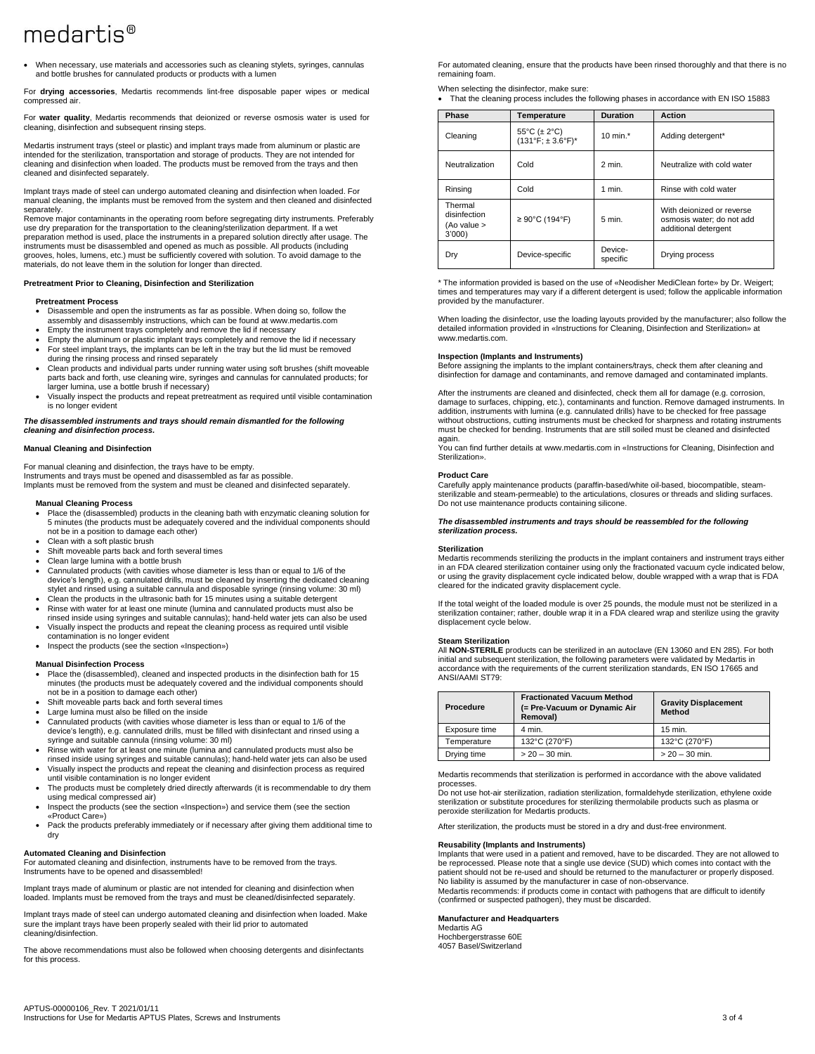- When necessary, use materials and accessories such as cleaning stylets, syringes, cannulas and bottle brushes for cannulated products or products with a lumen

For **drying accessories**, Medartis recommends lint-free disposable paper wipes or medical compressed air.

For **water quality**, Medartis recommends that deionized or reverse osmosis water is used for cleaning, disinfection and subsequent rinsing steps.

Medartis instrument trays (steel or plastic) and implant trays made from aluminum or plastic are intended for the sterilization, transportation and storage of products. They are not intended for cleaning and disinfection when loaded. The products must be removed from the trays and then cleaned and disinfected separately.

Implant trays made of steel can undergo automated cleaning and disinfection when loaded. For manual cleaning, the implants must be removed from the system and then cleaned and disinfected separately.
Remove major contaminants in the operating room before segregating dirty instruments. Preferably use dry preparation for the transportation to the cleaning/sterilization department. If a wet preparation method is used, place the instruments in a prepared solution directly after usage. The instruments must be disassembled and opened as much as possible. All products (including grooves, holes, lumens, etc.) must be sufficiently covered with solution. To avoid damage to the materials, do not leave them in the solution for longer than directed.

**Pretreatment Prior to Cleaning, Disinfection and Sterilization**

**Pretreatment Process**

- Disassemble and open the instruments as far as possible. When doing so, follow the assembly and disassembly instructions, which can be found at www.medartis.com
- Empty the instrument trays completely and remove the lid if necessary
- Empty the aluminum or plastic implant trays completely and remove the lid if necessary
- For steel implant trays, the implants can be left in the tray but the lid must be removed during the rinsing process and rinsed separately
- Clean products and individual parts under running water using soft brushes (shift moveable parts back and forth, use cleaning wire, syringes and cannulas for cannulated products; for larger lumina, use a bottle brush if necessary)
- Visually inspect the products and repeat pretreatment as required until visible contamination is no longer evident

***The disassembled instruments and trays should remain dismantled for the following cleaning and disinfection process.***

**Manual Cleaning and Disinfection**

For manual cleaning and disinfection, the trays have to be empty.
Instruments and trays must be opened and disassembled as far as possible.
Implants must be removed from the system and must be cleaned and disinfected separately.

**Manual Cleaning Process**

- Place the (disassembled) products in the cleaning bath with enzymatic cleaning solution for 5 minutes (the products must be adequately covered and the individual components should not be in a position to damage each other)
- Clean with a soft plastic brush
- Shift moveable parts back and forth several times
- Clean large lumina with a bottle brush
- Cannulated products (with cavities whose diameter is less than or equal to 1/6 of the device's length), e.g. cannulated drills, must be cleaned by inserting the dedicated cleaning stylet and rinsed using a suitable cannula and disposable syringe (rinsing volume: 30 ml)
- Clean the products in the ultrasonic bath for 15 minutes using a suitable detergent
- Rinse with water for at least one minute (lumina and cannulated products must also be rinsed inside using syringes and suitable cannulas); hand-held water jets can also be used
- Visually inspect the products and repeat the cleaning process as required until visible contamination is no longer evident
- Inspect the products (see the section «Inspection»)

**Manual Disinfection Process**

- Place the (disassembled), cleaned and inspected products in the disinfection bath for 15 minutes (the products must be adequately covered and the individual components should not be in a position to damage each other)
- Shift moveable parts back and forth several times
- Large lumina must also be filled on the inside
- Cannulated products (with cavities whose diameter is less than or equal to 1/6 of the device's length), e.g. cannulated drills, must be filled with disinfectant and rinsed using a syringe and suitable cannula (rinsing volume: 30 ml)
- Rinse with water for at least one minute (lumina and cannulated products must also be rinsed inside using syringes and suitable cannulas); hand-held water jets can also be used
- Visually inspect the products and repeat the cleaning and disinfection process as required until visible contamination is no longer evident
- The products must be completely dried directly afterwards (it is recommendable to dry them using medical compressed air)
- Inspect the products (see the section «Inspection») and service them (see the section «Product Care»)
- Pack the products preferably immediately or if necessary after giving them additional time to dry

**Automated Cleaning and Disinfection**
For automated cleaning and disinfection, instruments have to be removed from the trays. Instruments have to be opened and disassembled!

Implant trays made of aluminum or plastic are not intended for cleaning and disinfection when loaded. Implants must be removed from the trays and must be cleaned/disinfected separately.

Implant trays made of steel can undergo automated cleaning and disinfection when loaded. Make sure the implant trays have been properly sealed with their lid prior to automated cleaning/disinfection.

The above recommendations must also be followed when choosing detergents and disinfectants for this process.

For automated cleaning, ensure that the products have been rinsed thoroughly and that there is no remaining foam.

When selecting the disinfector, make sure:

- That the cleaning process includes the following phases in accordance with EN ISO 15883

| Phase | Temperature | Duration | Action |
|---|---|---|---|
| Cleaning | 55°C (± 2°C) (131°F; ± 3.6°F)* | 10 min.* | Adding detergent* |
| Neutralization | Cold | 2 min. | Neutralize with cold water |
| Rinsing | Cold | 1 min. | Rinse with cold water |
| Thermal disinfection (Ao value > 3'000) | ≥ 90°C (194°F) | 5 min. | With deionized or reverse osmosis water; do not add additional detergent |
| Dry | Device-specific | Device-specific | Drying process |

\* The information provided is based on the use of «Neodisher MediClean forte» by Dr. Weigert; times and temperatures may vary if a different detergent is used; follow the applicable information provided by the manufacturer.

When loading the disinfector, use the loading layouts provided by the manufacturer; also follow the detailed information provided in «Instructions for Cleaning, Disinfection and Sterilization» at www.medartis.com.

**Inspection (Implants and Instruments)**
Before assigning the implants to the implant containers/trays, check them after cleaning and disinfection for damage and contaminants, and remove damaged and contaminated implants.

After the instruments are cleaned and disinfected, check them all for damage (e.g. corrosion, damage to surfaces, chipping, etc.), contaminants and function. Remove damaged instruments. In addition, instruments with lumina (e.g. cannulated drills) have to be checked for free passage without obstructions, cutting instruments must be checked for sharpness and rotating instruments must be checked for bending. Instruments that are still soiled must be cleaned and disinfected again.
You can find further details at www.medartis.com in «Instructions for Cleaning, Disinfection and Sterilization».

**Product Care**
Carefully apply maintenance products (paraffin-based/white oil-based, biocompatible, steam-sterilizable and steam-permeable) to the articulations, closures or threads and sliding surfaces. Do not use maintenance products containing silicone.

***The disassembled instruments and trays should be reassembled for the following sterilization process.***

**Sterilization**
Medartis recommends sterilizing the products in the implant containers and instrument trays either in an FDA cleared sterilization container using only the fractionated vacuum cycle indicated below, or using the gravity displacement cycle indicated below, double wrapped with a wrap that is FDA cleared for the indicated gravity displacement cycle.

If the total weight of the loaded module is over 25 pounds, the module must not be sterilized in a sterilization container; rather, double wrap it in a FDA cleared wrap and sterilize using the gravity displacement cycle below.

**Steam Sterilization**
All **NON-STERILE** products can be sterilized in an autoclave (EN 13060 and EN 285). For both initial and subsequent sterilization, the following parameters were validated by Medartis in accordance with the requirements of the current sterilization standards, EN ISO 17665 and ANSI/AAMI ST79:

| Procedure | Fractionated Vacuum Method (= Pre-Vacuum or Dynamic Air Removal) | Gravity Displacement Method |
|---|---|---|
| Exposure time | 4 min. | 15 min. |
| Temperature | 132°C (270°F) | 132°C (270°F) |
| Drying time | > 20 – 30 min. | > 20 – 30 min. |

Medartis recommends that sterilization is performed in accordance with the above validated processes.
Do not use hot-air sterilization, radiation sterilization, formaldehyde sterilization, ethylene oxide sterilization or substitute procedures for sterilizing thermolabile products such as plasma or peroxide sterilization for Medartis products.

After sterilization, the products must be stored in a dry and dust-free environment.

**Reusability (Implants and Instruments)**
Implants that were used in a patient and removed, have to be discarded. They are not allowed to be reprocessed. Please note that a single use device (SUD) which comes into contact with the patient should not be re-used and should be returned to the manufacturer or properly disposed. No liability is assumed by the manufacturer in case of non-observance.
Medartis recommends: if products come in contact with pathogens that are difficult to identify (confirmed or suspected pathogen), they must be discarded.

**Manufacturer and Headquarters**
Medartis AG
Hochbergerstrasse 60E
4057 Basel/Switzerland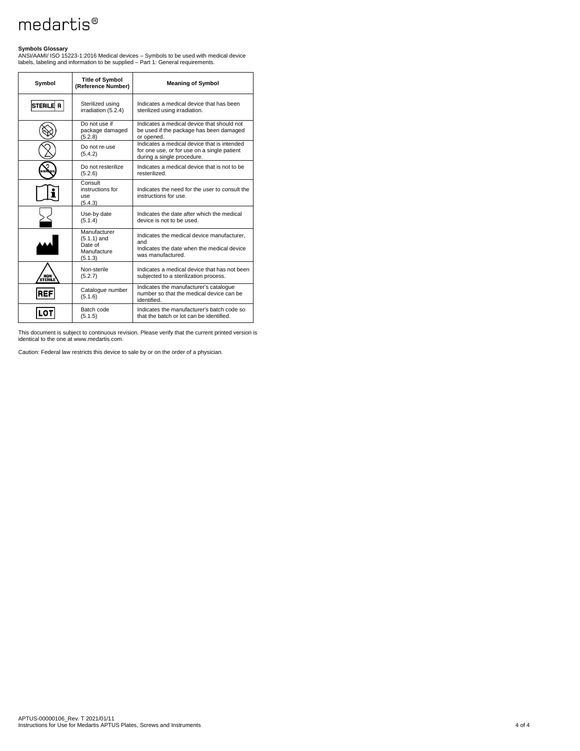medartis®

**Symbols Glossary**
ANSI/AAMI/ ISO 15223-1:2016 Medical devices – Symbols to be used with medical device labels, labeling and information to be supplied – Part 1: General requirements.

| Symbol | Title of Symbol (Reference Number) | Meaning of Symbol |
| --- | --- | --- |
| STERILE R | Sterilized using irradiation (5.2.4) | Indicates a medical device that has been sterilized using irradiation. |
| | Do not use if package damaged (5.2.8) | Indicates a medical device that should not be used if the package has been damaged or opened. |
| | Do not re-use (5.4.2) | Indicates a medical device that is intended for one use, or for use on a single patient during a single procedure. |
| STERILIZE | Do not resterilize (5.2.6) | Indicates a medical device that is not to be resterilized. |
| | Consult instructions for use (5.4.3) | Indicates the need for the user to consult the instructions for use. |
| | Use-by date (5.1.4) | Indicates the date after which the medical device is not to be used. |
| | Manufacturer (5.1.1) and Date of Manufacture (5.1.3) | Indicates the medical device manufacturer, and Indicates the date when the medical device was manufactured. |
| NON STERILE | Non-sterile (5.2.7) | Indicates a medical device that has not been subjected to a sterilization process. |
| REF | Catalogue number (5.1.6) | Indicates the manufacturer's catalogue number so that the medical device can be identified. |
| LOT | Batch code (5.1.5) | Indicates the manufacturer's batch code so that the batch or lot can be identified. |

This document is subject to continuous revision. Please verify that the current printed version is identical to the one at www.medartis.com.

Caution: Federal law restricts this device to sale by or on the order of a physician.

APTUS-00000106_Rev. T 2021/01/11
Instructions for Use for Medartis APTUS Plates, Screws and Instruments